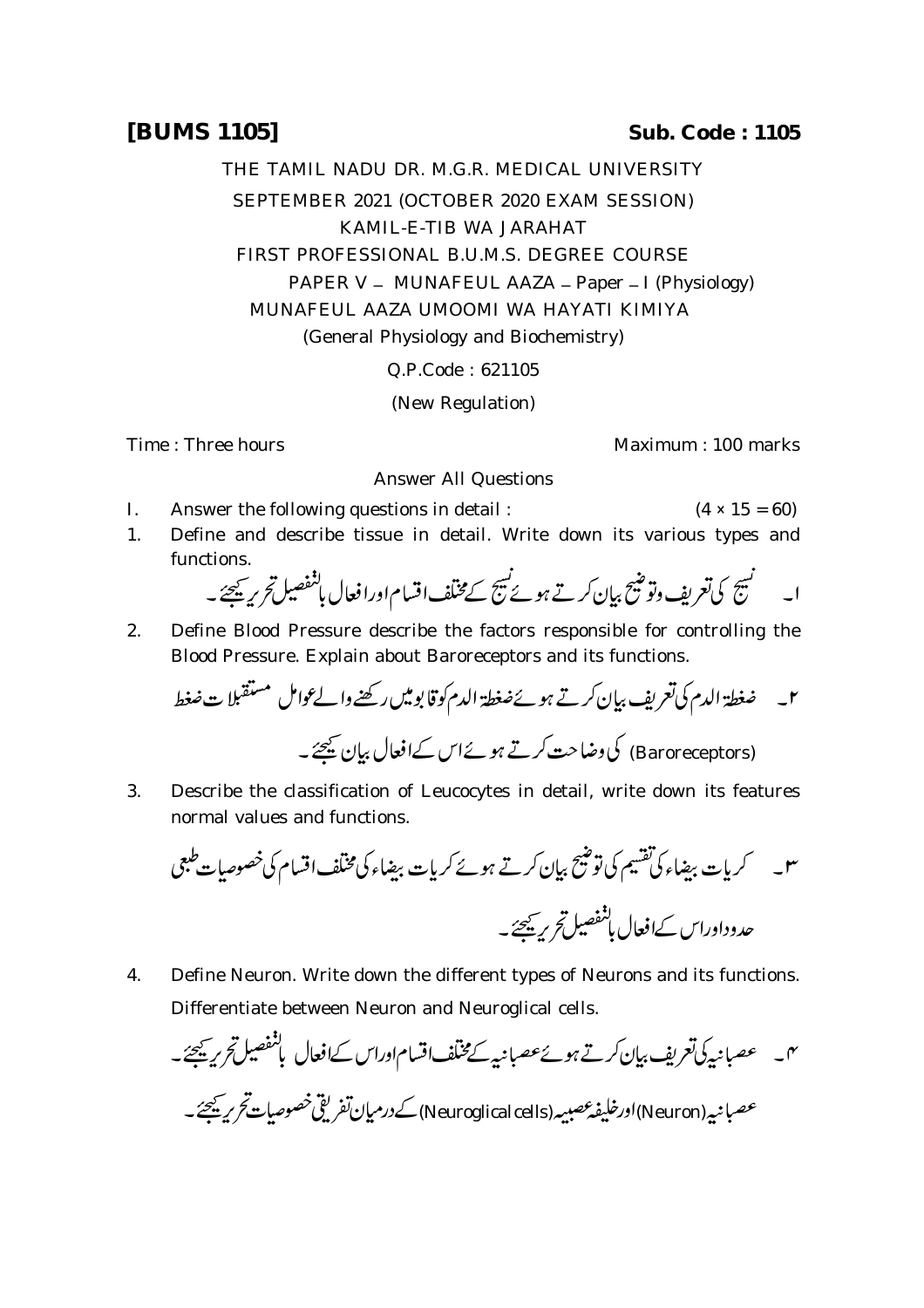**[BUMS 1105]** **Sub. Code : 1105**

THE TAMIL NADU DR. M.G.R. MEDICAL UNIVERSITY

SEPTEMBER 2021 (OCTOBER 2020 EXAM SESSION)

KAMIL-E-TIB WA JARAHAT

FIRST PROFESSIONAL B.U.M.S. DEGREE COURSE

PAPER V – MUNAFEUL AAZA – Paper – I (Physiology)

MUNAFEUL AAZA UMOOMI WA HAYATI KIMIYA

(General Physiology and Biochemistry)

Q.P.Code : 621105

(New Regulation)

Time : Three hours Maximum : 100 marks

Answer All Questions

I. Answer the following questions in detail : (4 × 15 = 60)

1. Define and describe tissue in detail. Write down its various types and functions.

   ۱۔ نسیج کی تعریف وتوضیح بیان کرتے ہوئے نسیج کے مختلف اقسام اور افعال بالتفصیل تحریر کیجئے۔

2. Define Blood Pressure describe the factors responsible for controlling the Blood Pressure. Explain about Baroreceptors and its functions.

   ۲۔ ضغطۃ الدم کی تعریف بیان کرتے ہوئے ضغطۃ الدم کو قابو میں رکھنے والے عوامل مستقبلات ضغط (Baroreceptors) کی وضاحت کرتے ہوئے اس کے افعال بیان کیجئے۔

3. Describe the classification of Leucocytes in detail, write down its features normal values and functions.

   ۳۔ کریات بیضاء کی تقسیم کی توضیح بیان کرتے ہوئے کریات بیضاء کی مختلف اقسام کی خصوصیات طبعی حدود اور اس کے افعال بالتفصیل تحریر کیجئے۔

4. Define Neuron. Write down the different types of Neurons and its functions. Differentiate between Neuron and Neuroglical cells.

   ۴۔ عصبانیہ کی تعریف بیان کرتے ہوئے عصبانیہ کے مختلف اقسام اور اس کے افعال بالتفصیل تحریر کیجئے۔ عصبانیہ (Neuron) اور خلیفہ عصبیہ (Neuroglical cells) کے درمیان تفریقی خصوصیات تحریر کیجئے۔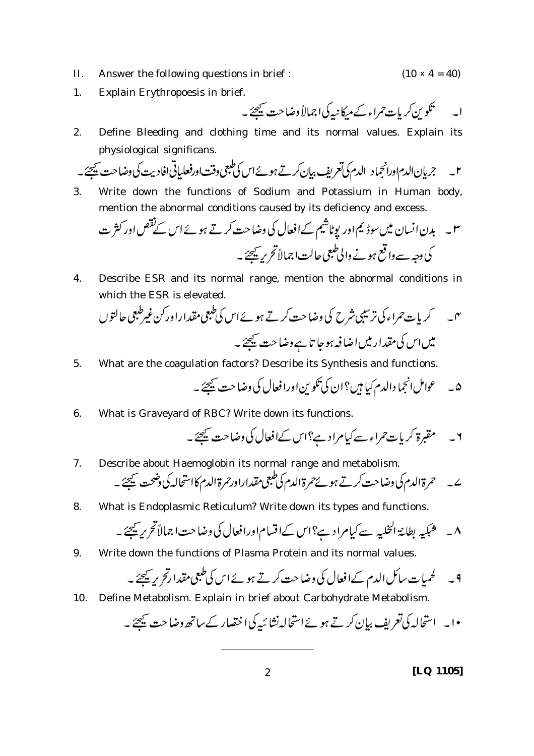II. Answer the following questions in brief : (10 × 4 = 40)

1. Explain Erythropoesis in brief.

   ۱۔ تکوین کریات حمراء کے میکانیہ کی اجمالاً وضاحت کیجئے۔

2. Define Bleeding and clothing time and its normal values. Explain its physiological significans.

   ۲۔ جریان الدم اور انجماد الدم کی تعریف بیان کرتے ہوئے اس کی طبعی وقت اور فعلیاتی افادیت کی وضاحت کیجئے۔

3. Write down the functions of Sodium and Potassium in Human body, mention the abnormal conditions caused by its deficiency and excess.

   ۳۔ بدن انسان میں سوڈیم اور پوٹاشیم کے افعال کی وضاحت کرتے ہوئے اس کے نقص اور کثرت کی وجہ سے واقع ہونے والی طبعی حالت اجمالاً تحریر کیجئے۔

4. Describe ESR and its normal range, mention the abnormal conditions in which the ESR is elevated.

   ۴۔ کریات حمراء کی ترسیبی شرح کی وضاحت کرتے ہوئے اس کی طبعی مقدار اور کن غیر طبعی حالتوں میں اس کی مقدار میں اضافہ ہو جاتا ہے وضاحت کیجئے۔

5. What are the coagulation factors? Describe its Synthesis and functions.

   ۵۔ عوامل انجماد الدم کیا ہیں؟ ان کی تکوین اور افعال کی وضاحت کیجئے۔

6. What is Graveyard of RBC? Write down its functions.

   ۶۔ مقبرۃ کریات حمراء سے کیا مراد ہے؟ اس کے افعال کی وضاحت کیجئے۔

7. Describe about Haemoglobin its normal range and metabolism.

   ۷۔ حمرۃ الدم کی وضاحت کرتے ہوئے حمرۃ الدم کی طبعی مقدار اور حمرۃ الدم کا استحالہ کی وضحت کیجئے۔

8. What is Endoplasmic Reticulum? Write down its types and functions.

   ۸۔ شبکیہ بطانۃ الخلیہ سے کیا مراد ہے؟ اس کے اقسام اور افعال کی وضاحت اجمالاً تحریر کیجئے۔

9. Write down the functions of Plasma Protein and its normal values.

   ۹۔ لحمیات سائل الدم کے افعال کی وضاحت کرتے ہوئے اس کی طبعی مقدار تحریر کیجئے۔

10. Define Metabolism. Explain in brief about Carbohydrate Metabolism.

    ۱۰۔ استحالہ کی تعریف بیان کرتے ہوئے استحالہ نشائیہ کی اختصار کے ساتھ وضاحت کیجئے۔

---

[LQ 1105]